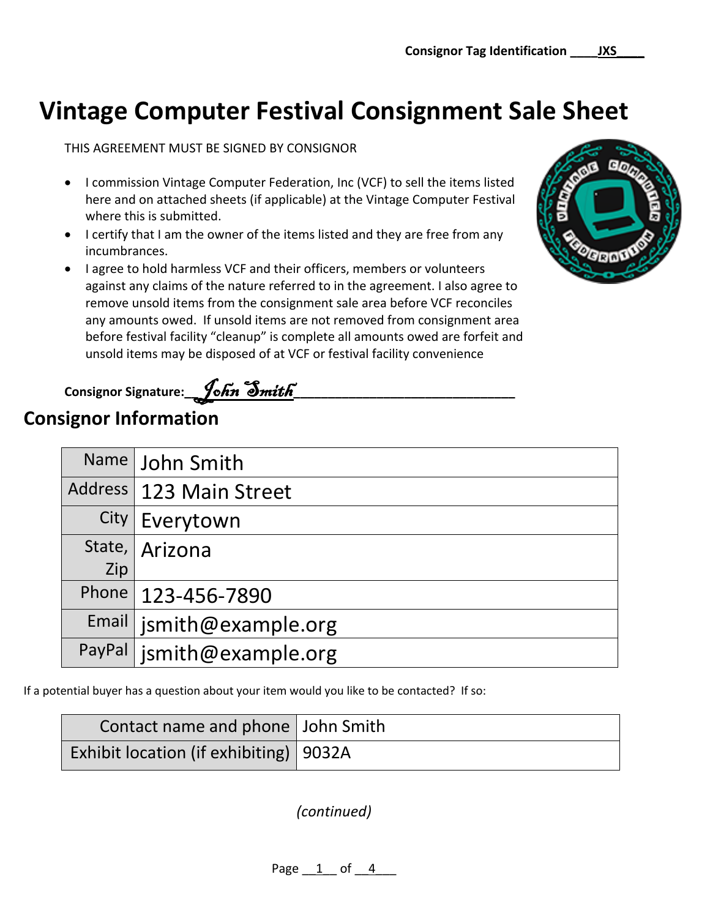**Consignor Tag Identification \_\_\_\_JXS\_\_\_\_**

# Vintage Computer Festival Consignment Sale Sheet

THIS AGREEMENT MUST BE SIGNED BY CONSIGNOR

- I commission Vintage Computer Federation, Inc (VCF) to sell the items listed here and on attached sheets (if applicable) at the Vintage Computer Festival where this is submitted.
- I certify that I am the owner of the items listed and they are free from any incumbrances.
- I agree to hold harmless VCF and their officers, members or volunteers against any claims of the nature referred to in the agreement. I also agree to remove unsold items from the consignment sale area before VCF reconciles any amounts owed. If unsold items are not removed from consignment area before festival facility "cleanup" is complete all amounts owed are forfeit and unsold items may be disposed of at VCF or festival facility convenience

**Consignor Signature:** *John Smith*

## Consignor Information

| | |
|---|---|
| Name | John Smith |
| Address | 123 Main Street |
| City | Everytown |
| State, Zip | Arizona |
| Phone | 123-456-7890 |
| Email | jsmith@example.org |
| PayPal | jsmith@example.org |

If a potential buyer has a question about your item would you like to be contacted? If so:

| | |
|---|---|
| Contact name and phone | John Smith |
| Exhibit location (if exhibiting) | 9032A |

*(continued)*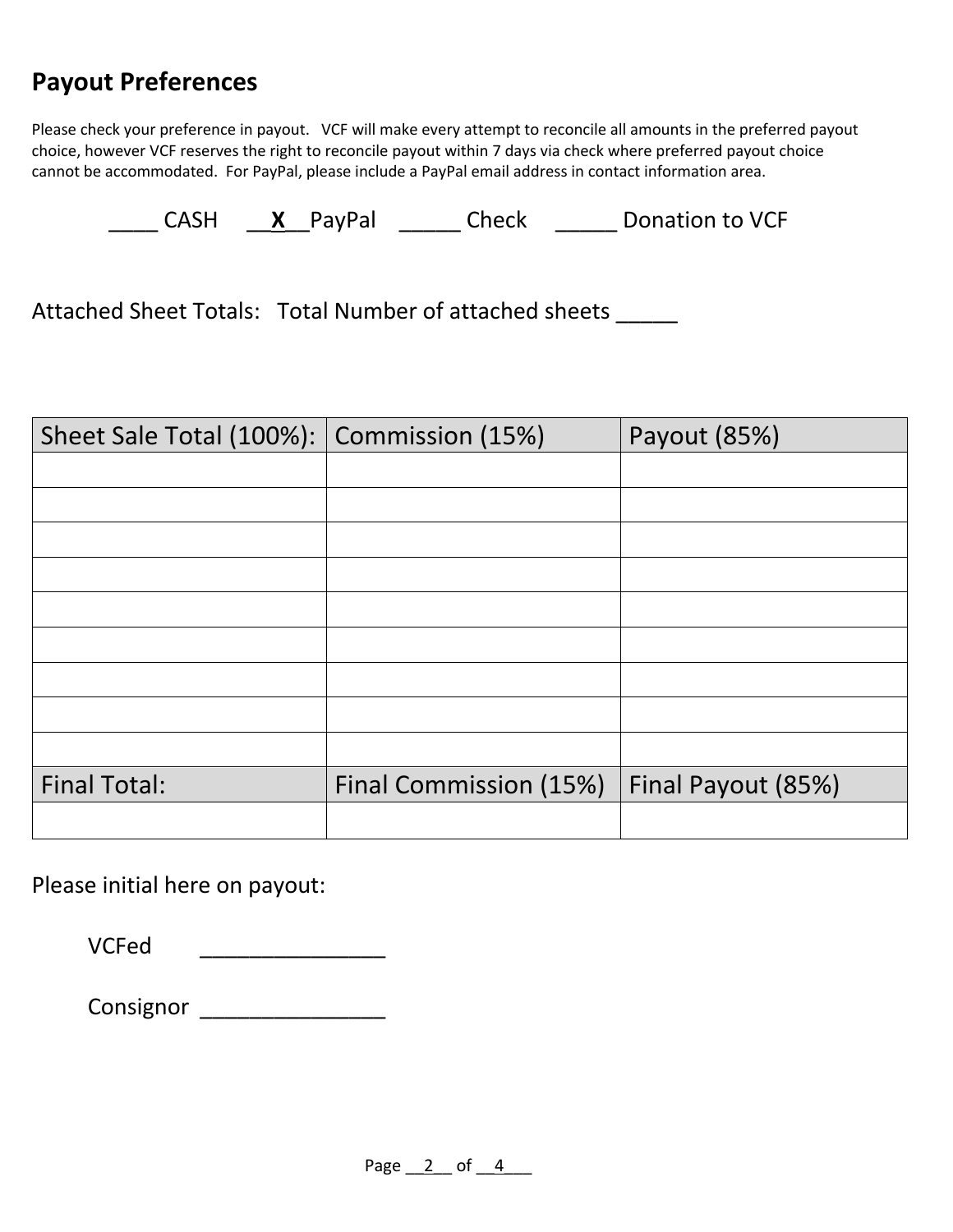## Payout Preferences

Please check your preference in payout. VCF will make every attempt to reconcile all amounts in the preferred payout choice, however VCF reserves the right to reconcile payout within 7 days via check where preferred payout choice cannot be accommodated. For PayPal, please include a PayPal email address in contact information area.

____ CASH &nbsp;&nbsp; __**X**__PayPal &nbsp;&nbsp; _____ Check &nbsp;&nbsp; _____ Donation to VCF

Attached Sheet Totals: Total Number of attached sheets _____

| Sheet Sale Total (100%): | Commission (15%) | Payout (85%) |
|---|---|---|
| | | |
| | | |
| | | |
| | | |
| | | |
| | | |
| | | |
| | | |
| | | |
| **Final Total:** | **Final Commission (15%)** | **Final Payout (85%)** |
| | | |

Please initial here on payout:

VCFed _______________

Consignor _______________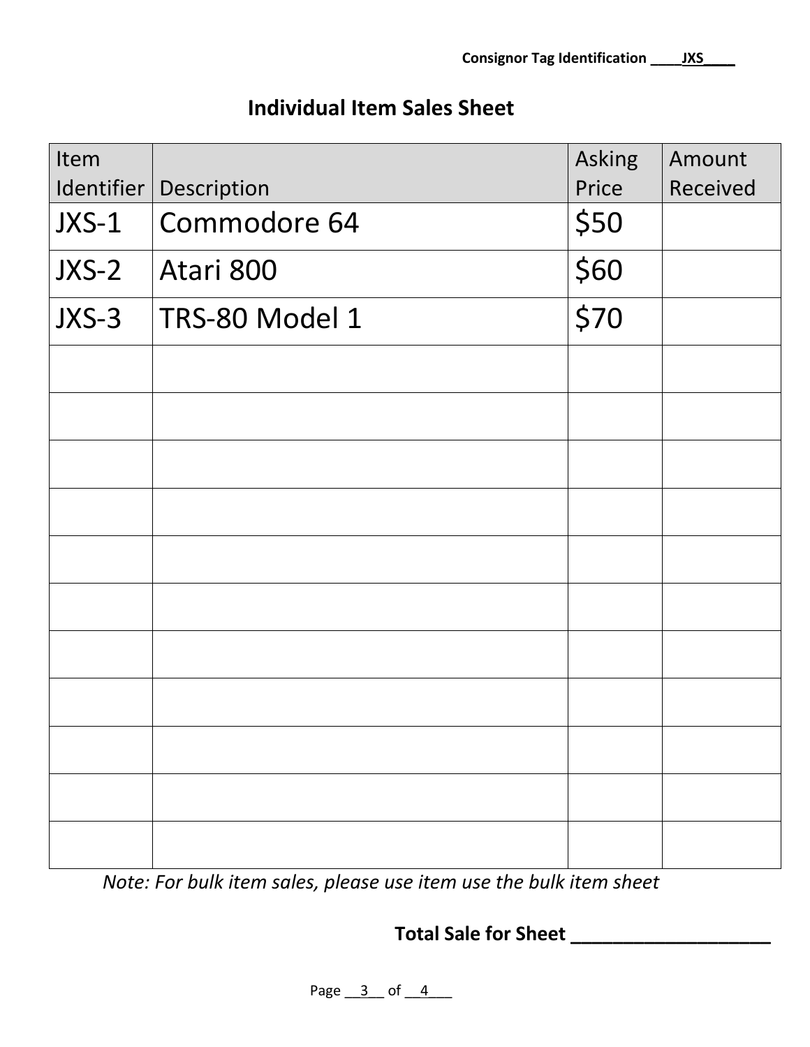Consignor Tag Identification ____JXS____

## Individual Item Sales Sheet

| Item Identifier | Description | Asking Price | Amount Received |
|---|---|---|---|
| JXS-1 | Commodore 64 | $50 | |
| JXS-2 | Atari 800 | $60 | |
| JXS-3 | TRS-80 Model 1 | $70 | |
| | | | |
| | | | |
| | | | |
| | | | |
| | | | |
| | | | |
| | | | |
| | | | |
| | | | |
| | | | |
| | | | |

*Note: For bulk item sales, please use item use the bulk item sheet*

**Total Sale for Sheet ____________________**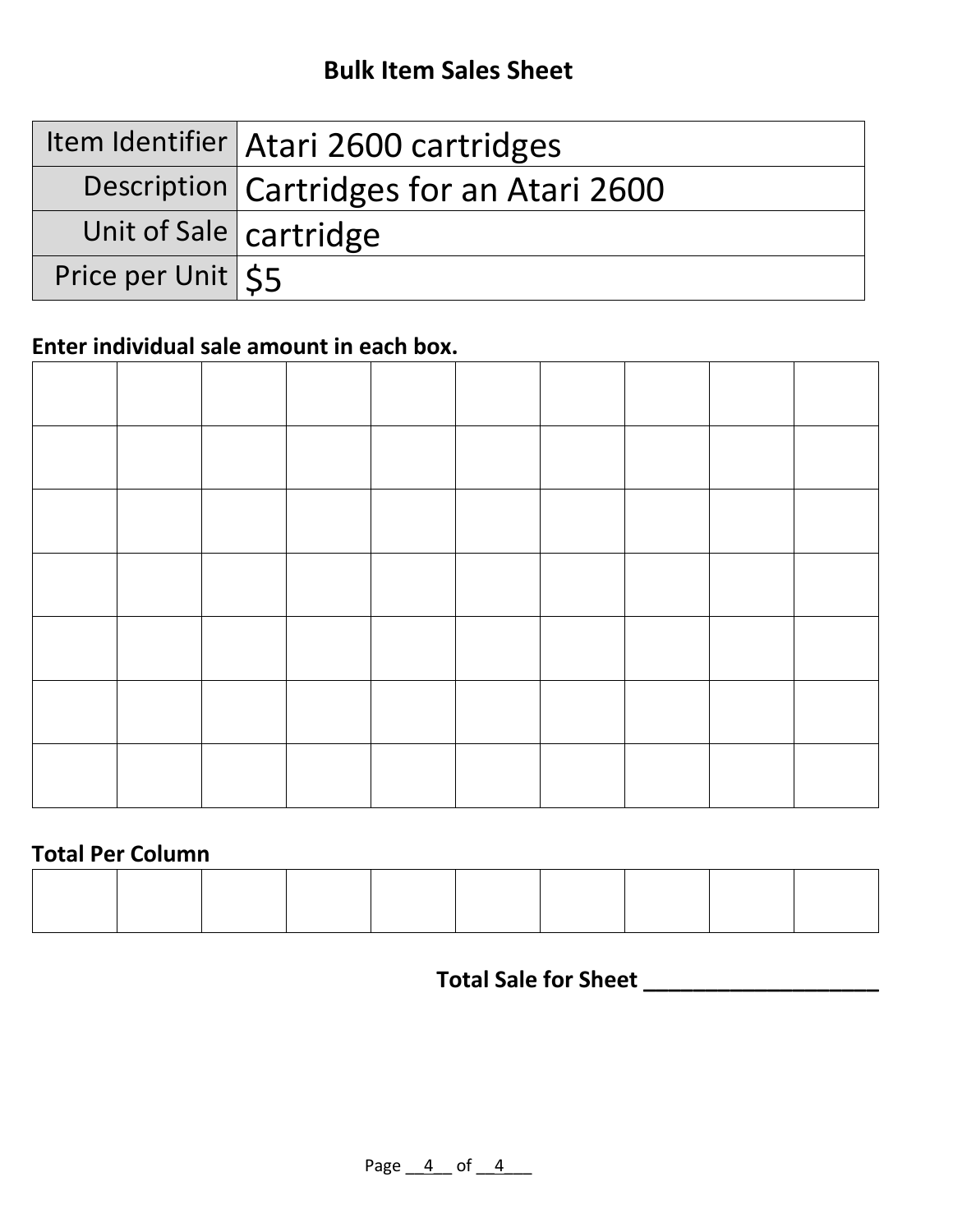# Bulk Item Sales Sheet

| | |
|---|---|
| Item Identifier | Atari 2600 cartridges |
| Description | Cartridges for an Atari 2600 |
| Unit of Sale | cartridge |
| Price per Unit | $5 |

**Enter individual sale amount in each box.**

| | | | | | | | | | |
|---|---|---|---|---|---|---|---|---|---|
| | | | | | | | | | |
| | | | | | | | | | |
| | | | | | | | | | |
| | | | | | | | | | |
| | | | | | | | | | |
| | | | | | | | | | |
| | | | | | | | | | |

**Total Per Column**

| | | | | | | | | | |
|---|---|---|---|---|---|---|---|---|---|
| | | | | | | | | | |

**Total Sale for Sheet** ____________________